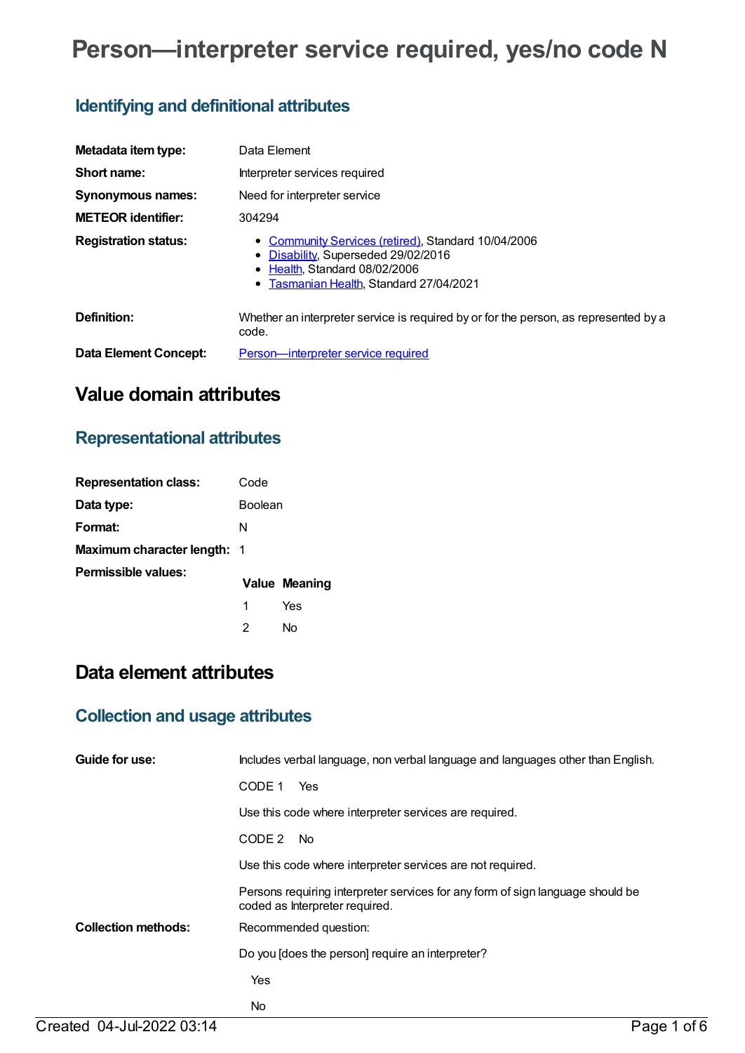# Person—interpreter service required, yes/no code N

## Identifying and definitional attributes

| | |
|---|---|
| **Metadata item type:** | Data Element |
| **Short name:** | Interpreter services required |
| **Synonymous names:** | Need for interpreter service |
| **METEOR identifier:** | 304294 |
| **Registration status:** | • Community Services (retired), Standard 10/04/2006<br>• Disability, Superseded 29/02/2016<br>• Health, Standard 08/02/2006<br>• Tasmanian Health, Standard 27/04/2021 |
| **Definition:** | Whether an interpreter service is required by or for the person, as represented by a code. |
| **Data Element Concept:** | Person—interpreter service required |

# Value domain attributes

## Representational attributes

| | |
|---|---|
| **Representation class:** | Code |
| **Data type:** | Boolean |
| **Format:** | N |
| **Maximum character length:** | 1 |

**Permissible values:**

| Value | Meaning |
|---|---|
| 1 | Yes |
| 2 | No |

# Data element attributes

## Collection and usage attributes

**Guide for use:**

Includes verbal language, non verbal language and languages other than English.

CODE 1 Yes

Use this code where interpreter services are required.

CODE 2 No

Use this code where interpreter services are not required.

Persons requiring interpreter services for any form of sign language should be coded as Interpreter required.

**Collection methods:**

Recommended question:

Do you [does the person] require an interpreter?

Yes

No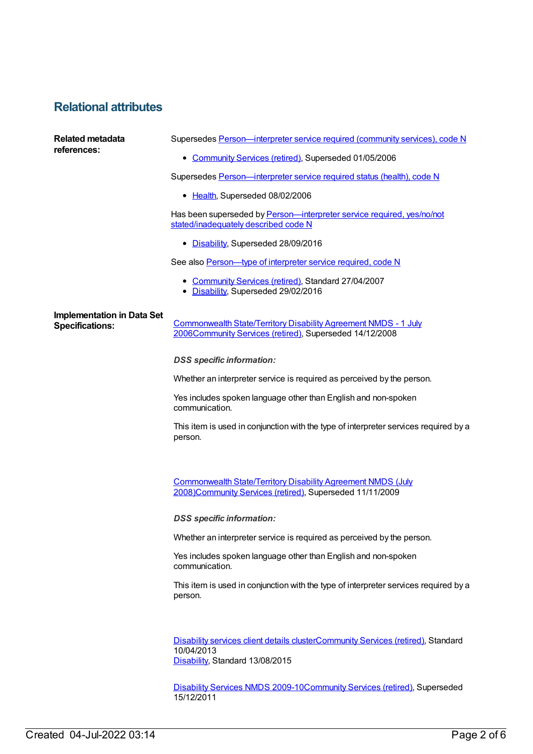## Relational attributes

**Related metadata references:**

Supersedes Person—interpreter service required (community services), code N

- Community Services (retired), Superseded 01/05/2006

Supersedes Person—interpreter service required status (health), code N

- Health, Superseded 08/02/2006

Has been superseded by Person—interpreter service required, yes/no/not stated/inadequately described code N

- Disability, Superseded 28/09/2016

See also Person—type of interpreter service required, code N

- Community Services (retired), Standard 27/04/2007
- Disability, Superseded 29/02/2016

**Implementation in Data Set Specifications:**

Commonwealth State/Territory Disability Agreement NMDS - 1 July 2006Community Services (retired), Superseded 14/12/2008

***DSS specific information:***

Whether an interpreter service is required as perceived by the person.

Yes includes spoken language other than English and non-spoken communication.

This item is used in conjunction with the type of interpreter services required by a person.

Commonwealth State/Territory Disability Agreement NMDS (July 2008)Community Services (retired), Superseded 11/11/2009

***DSS specific information:***

Whether an interpreter service is required as perceived by the person.

Yes includes spoken language other than English and non-spoken communication.

This item is used in conjunction with the type of interpreter services required by a person.

Disability services client details clusterCommunity Services (retired), Standard 10/04/2013
Disability, Standard 13/08/2015

Disability Services NMDS 2009-10Community Services (retired), Superseded 15/12/2011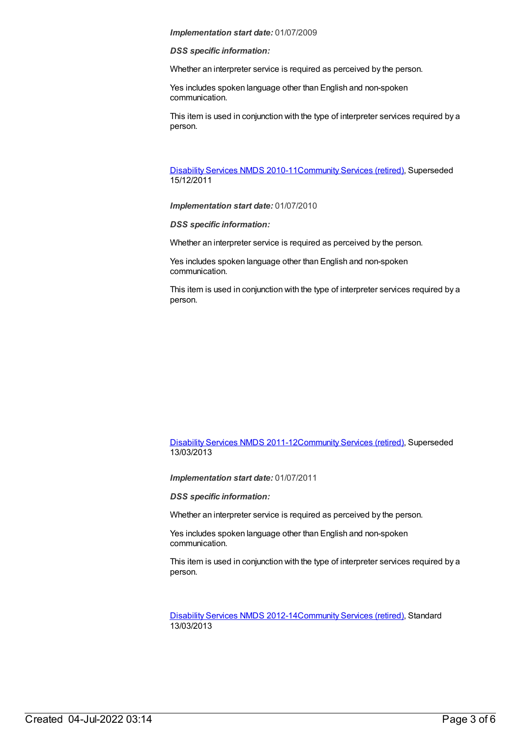***Implementation start date:*** 01/07/2009

***DSS specific information:***

Whether an interpreter service is required as perceived by the person.

Yes includes spoken language other than English and non-spoken communication.

This item is used in conjunction with the type of interpreter services required by a person.

[Disability Services NMDS 2010-11Community Services (retired)](), Superseded 15/12/2011

***Implementation start date:*** 01/07/2010

***DSS specific information:***

Whether an interpreter service is required as perceived by the person.

Yes includes spoken language other than English and non-spoken communication.

This item is used in conjunction with the type of interpreter services required by a person.

[Disability Services NMDS 2011-12Community Services (retired)](), Superseded 13/03/2013

***Implementation start date:*** 01/07/2011

***DSS specific information:***

Whether an interpreter service is required as perceived by the person.

Yes includes spoken language other than English and non-spoken communication.

This item is used in conjunction with the type of interpreter services required by a person.

[Disability Services NMDS 2012-14Community Services (retired)](), Standard 13/03/2013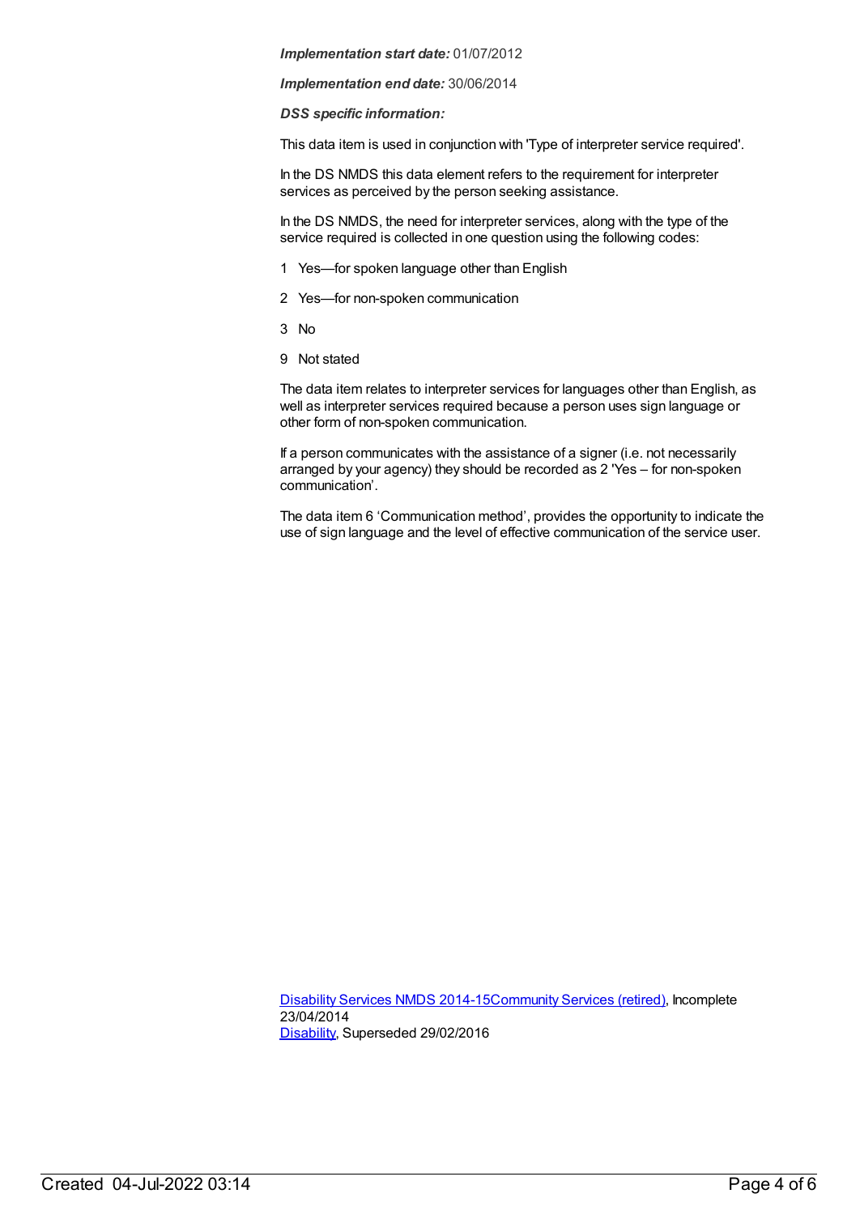*Implementation start date:* 01/07/2012

*Implementation end date:* 30/06/2014

***DSS specific information:***

This data item is used in conjunction with 'Type of interpreter service required'.

In the DS NMDS this data element refers to the requirement for interpreter services as perceived by the person seeking assistance.

In the DS NMDS, the need for interpreter services, along with the type of the service required is collected in one question using the following codes:

1 Yes—for spoken language other than English

2 Yes—for non-spoken communication

3 No

9 Not stated

The data item relates to interpreter services for languages other than English, as well as interpreter services required because a person uses sign language or other form of non-spoken communication.

If a person communicates with the assistance of a signer (i.e. not necessarily arranged by your agency) they should be recorded as 2 'Yes – for non-spoken communication'.

The data item 6 'Communication method', provides the opportunity to indicate the use of sign language and the level of effective communication of the service user.

Disability Services NMDS 2014-15Community Services (retired), Incomplete 23/04/2014
Disability, Superseded 29/02/2016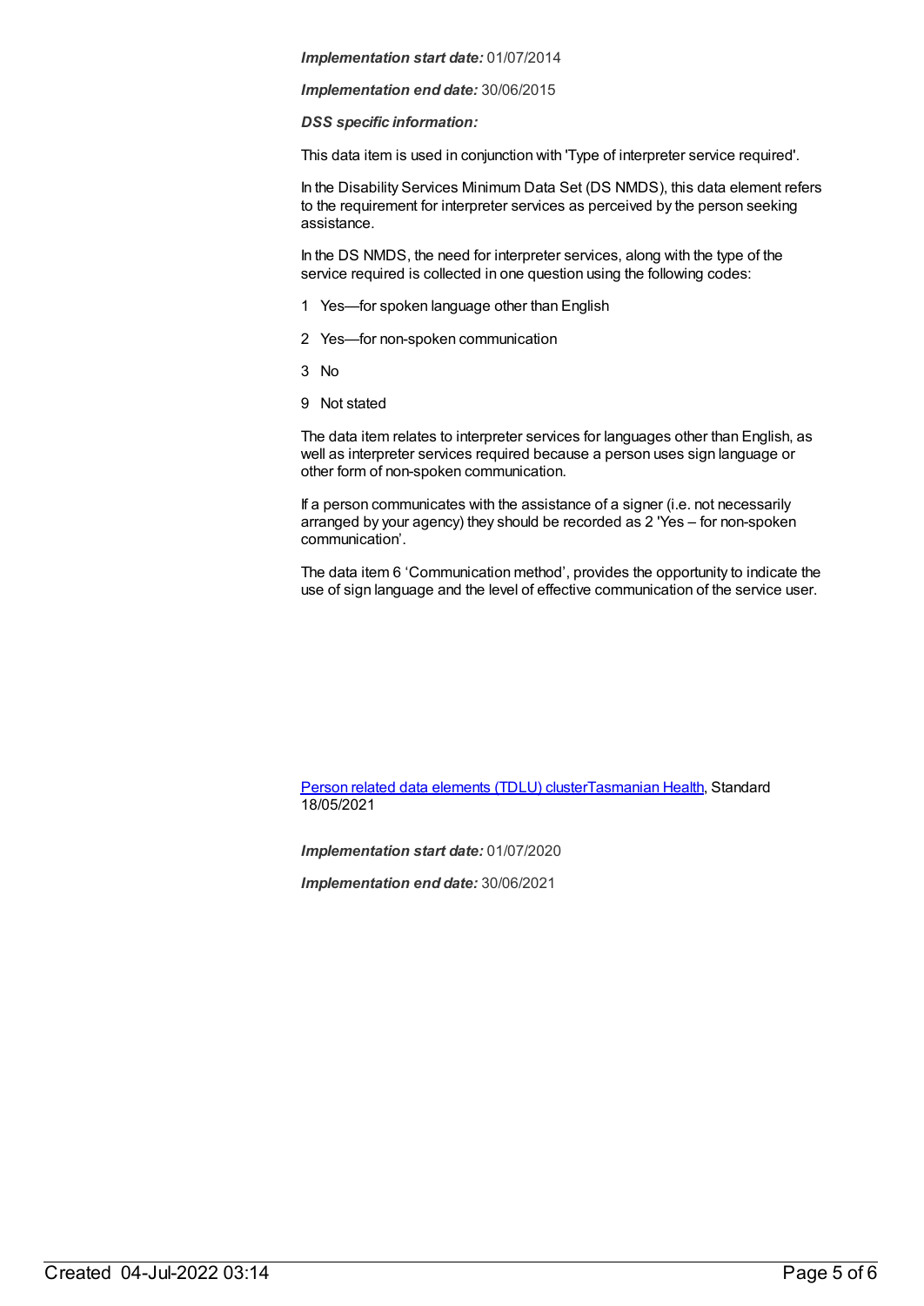***Implementation start date:*** 01/07/2014

***Implementation end date:*** 30/06/2015

***DSS specific information:***

This data item is used in conjunction with 'Type of interpreter service required'.

In the Disability Services Minimum Data Set (DS NMDS), this data element refers to the requirement for interpreter services as perceived by the person seeking assistance.

In the DS NMDS, the need for interpreter services, along with the type of the service required is collected in one question using the following codes:

1 Yes—for spoken language other than English

2 Yes—for non-spoken communication

3 No

9 Not stated

The data item relates to interpreter services for languages other than English, as well as interpreter services required because a person uses sign language or other form of non-spoken communication.

If a person communicates with the assistance of a signer (i.e. not necessarily arranged by your agency) they should be recorded as 2 'Yes – for non-spoken communication'.

The data item 6 'Communication method', provides the opportunity to indicate the use of sign language and the level of effective communication of the service user.

Person related data elements (TDLU) clusterTasmanian Health, Standard 18/05/2021

***Implementation start date:*** 01/07/2020

***Implementation end date:*** 30/06/2021